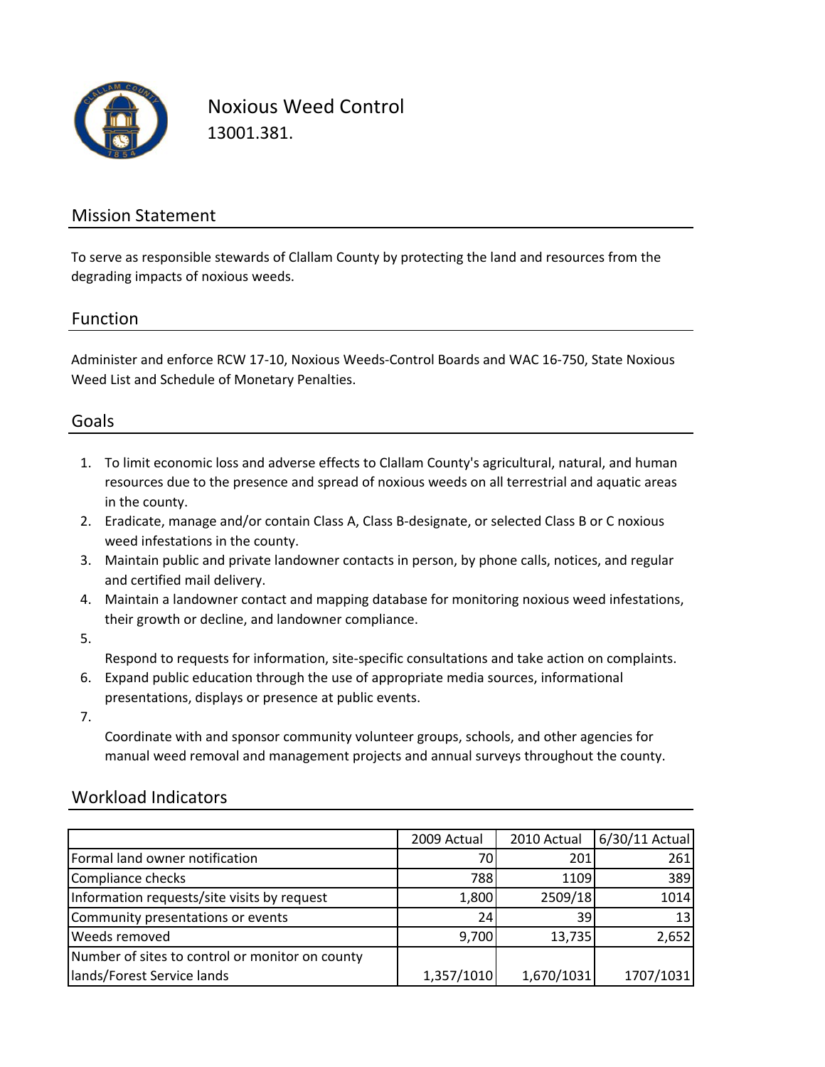# Noxious Weed Control

13001.381.

## Mission Statement

To serve as responsible stewards of Clallam County by protecting the land and resources from the degrading impacts of noxious weeds.

## Function

Administer and enforce RCW 17-10, Noxious Weeds-Control Boards and WAC 16-750, State Noxious Weed List and Schedule of Monetary Penalties.

## Goals

1. To limit economic loss and adverse effects to Clallam County's agricultural, natural, and human resources due to the presence and spread of noxious weeds on all terrestrial and aquatic areas in the county.
2. Eradicate, manage and/or contain Class A, Class B-designate, or selected Class B or C noxious weed infestations in the county.
3. Maintain public and private landowner contacts in person, by phone calls, notices, and regular and certified mail delivery.
4. Maintain a landowner contact and mapping database for monitoring noxious weed infestations, their growth or decline, and landowner compliance.
5. Respond to requests for information, site-specific consultations and take action on complaints.
6. Expand public education through the use of appropriate media sources, informational presentations, displays or presence at public events.
7. Coordinate with and sponsor community volunteer groups, schools, and other agencies for manual weed removal and management projects and annual surveys throughout the county.

## Workload Indicators

| | 2009 Actual | 2010 Actual | 6/30/11 Actual |
|---|---|---|---|
| Formal land owner notification | 70 | 201 | 261 |
| Compliance checks | 788 | 1109 | 389 |
| Information requests/site visits by request | 1,800 | 2509/18 | 1014 |
| Community presentations or events | 24 | 39 | 13 |
| Weeds removed | 9,700 | 13,735 | 2,652 |
| Number of sites to control or monitor on county lands/Forest Service lands | 1,357/1010 | 1,670/1031 | 1707/1031 |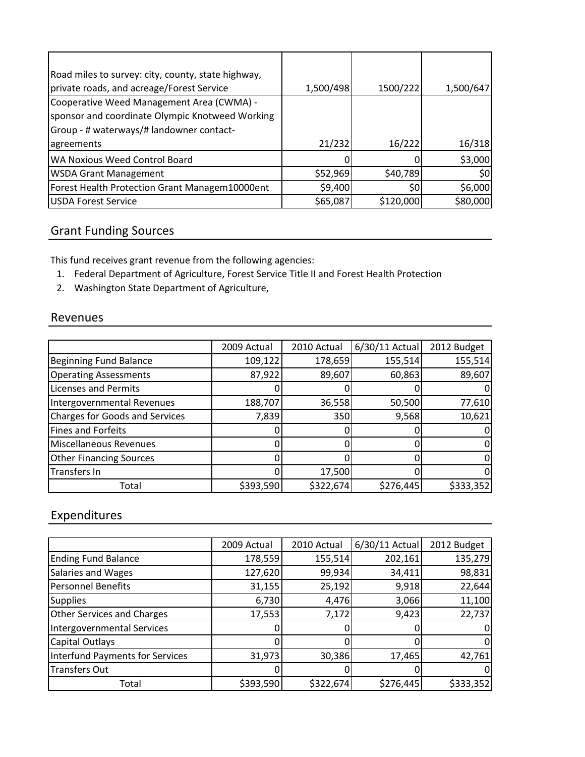| | | | |
|---|---|---|---|
| Road miles to survey: city, county, state highway, private roads, and acreage/Forest Service | 1,500/498 | 1500/222 | 1,500/647 |
| Cooperative Weed Management Area (CWMA) - sponsor and coordinate Olympic Knotweed Working Group - # waterways/# landowner contact-agreements | 21/232 | 16/222 | 16/318 |
| WA Noxious Weed Control Board | 0 | 0 | $3,000 |
| WSDA Grant Management | $52,969 | $40,789 | $0 |
| Forest Health Protection Grant Managem10000ent | $9,400 | $0 | $6,000 |
| USDA Forest Service | $65,087 | $120,000 | $80,000 |

## Grant Funding Sources

This fund receives grant revenue from the following agencies:

1. Federal Department of Agriculture, Forest Service Title II and Forest Health Protection
2. Washington State Department of Agriculture,

## Revenues

| | 2009 Actual | 2010 Actual | 6/30/11 Actual | 2012 Budget |
|---|---|---|---|---|
| Beginning Fund Balance | 109,122 | 178,659 | 155,514 | 155,514 |
| Operating Assessments | 87,922 | 89,607 | 60,863 | 89,607 |
| Licenses and Permits | 0 | 0 | 0 | 0 |
| Intergovernmental Revenues | 188,707 | 36,558 | 50,500 | 77,610 |
| Charges for Goods and Services | 7,839 | 350 | 9,568 | 10,621 |
| Fines and Forfeits | 0 | 0 | 0 | 0 |
| Miscellaneous Revenues | 0 | 0 | 0 | 0 |
| Other Financing Sources | 0 | 0 | 0 | 0 |
| Transfers In | 0 | 17,500 | 0 | 0 |
| Total | $393,590 | $322,674 | $276,445 | $333,352 |

## Expenditures

| | 2009 Actual | 2010 Actual | 6/30/11 Actual | 2012 Budget |
|---|---|---|---|---|
| Ending Fund Balance | 178,559 | 155,514 | 202,161 | 135,279 |
| Salaries and Wages | 127,620 | 99,934 | 34,411 | 98,831 |
| Personnel Benefits | 31,155 | 25,192 | 9,918 | 22,644 |
| Supplies | 6,730 | 4,476 | 3,066 | 11,100 |
| Other Services and Charges | 17,553 | 7,172 | 9,423 | 22,737 |
| Intergovernmental Services | 0 | 0 | 0 | 0 |
| Capital Outlays | 0 | 0 | 0 | 0 |
| Interfund Payments for Services | 31,973 | 30,386 | 17,465 | 42,761 |
| Transfers Out | 0 | 0 | 0 | 0 |
| Total | $393,590 | $322,674 | $276,445 | $333,352 |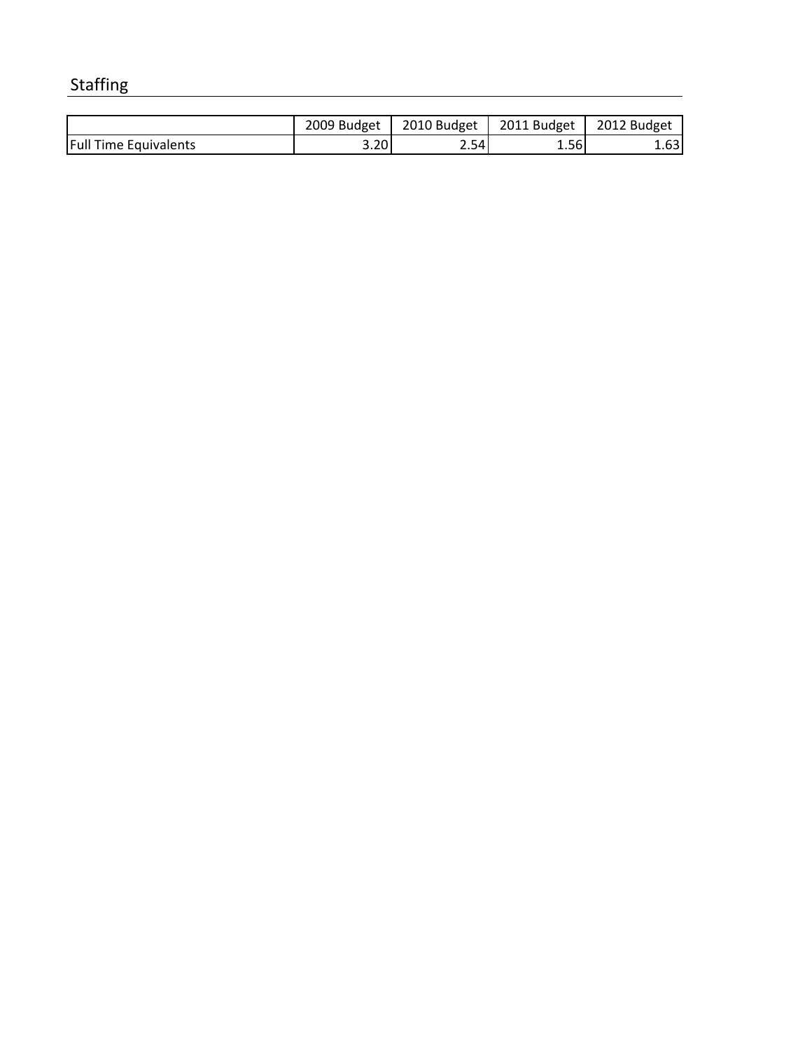## Staffing

| | 2009 Budget | 2010 Budget | 2011 Budget | 2012 Budget |
|---|---|---|---|---|
| Full Time Equivalents | 3.20 | 2.54 | 1.56 | 1.63 |